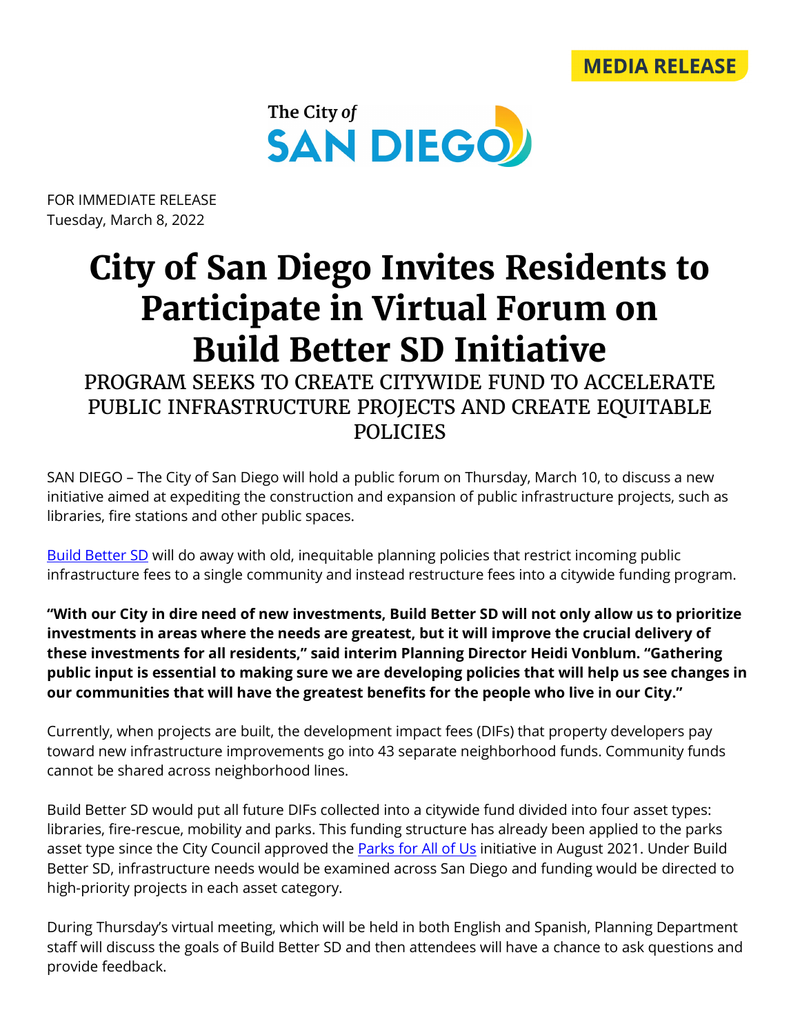MEDIA RELEASE

The City *of* SAN DIEGO

FOR IMMEDIATE RELEASE
Tuesday, March 8, 2022

# City of San Diego Invites Residents to Participate in Virtual Forum on Build Better SD Initiative

## PROGRAM SEEKS TO CREATE CITYWIDE FUND TO ACCELERATE PUBLIC INFRASTRUCTURE PROJECTS AND CREATE EQUITABLE POLICIES

SAN DIEGO – The City of San Diego will hold a public forum on Thursday, March 10, to discuss a new initiative aimed at expediting the construction and expansion of public infrastructure projects, such as libraries, fire stations and other public spaces.

Build Better SD will do away with old, inequitable planning policies that restrict incoming public infrastructure fees to a single community and instead restructure fees into a citywide funding program.

**"With our City in dire need of new investments, Build Better SD will not only allow us to prioritize investments in areas where the needs are greatest, but it will improve the crucial delivery of these investments for all residents," said interim Planning Director Heidi Vonblum. "Gathering public input is essential to making sure we are developing policies that will help us see changes in our communities that will have the greatest benefits for the people who live in our City."**

Currently, when projects are built, the development impact fees (DIFs) that property developers pay toward new infrastructure improvements go into 43 separate neighborhood funds. Community funds cannot be shared across neighborhood lines.

Build Better SD would put all future DIFs collected into a citywide fund divided into four asset types: libraries, fire-rescue, mobility and parks. This funding structure has already been applied to the parks asset type since the City Council approved the Parks for All of Us initiative in August 2021. Under Build Better SD, infrastructure needs would be examined across San Diego and funding would be directed to high-priority projects in each asset category.

During Thursday's virtual meeting, which will be held in both English and Spanish, Planning Department staff will discuss the goals of Build Better SD and then attendees will have a chance to ask questions and provide feedback.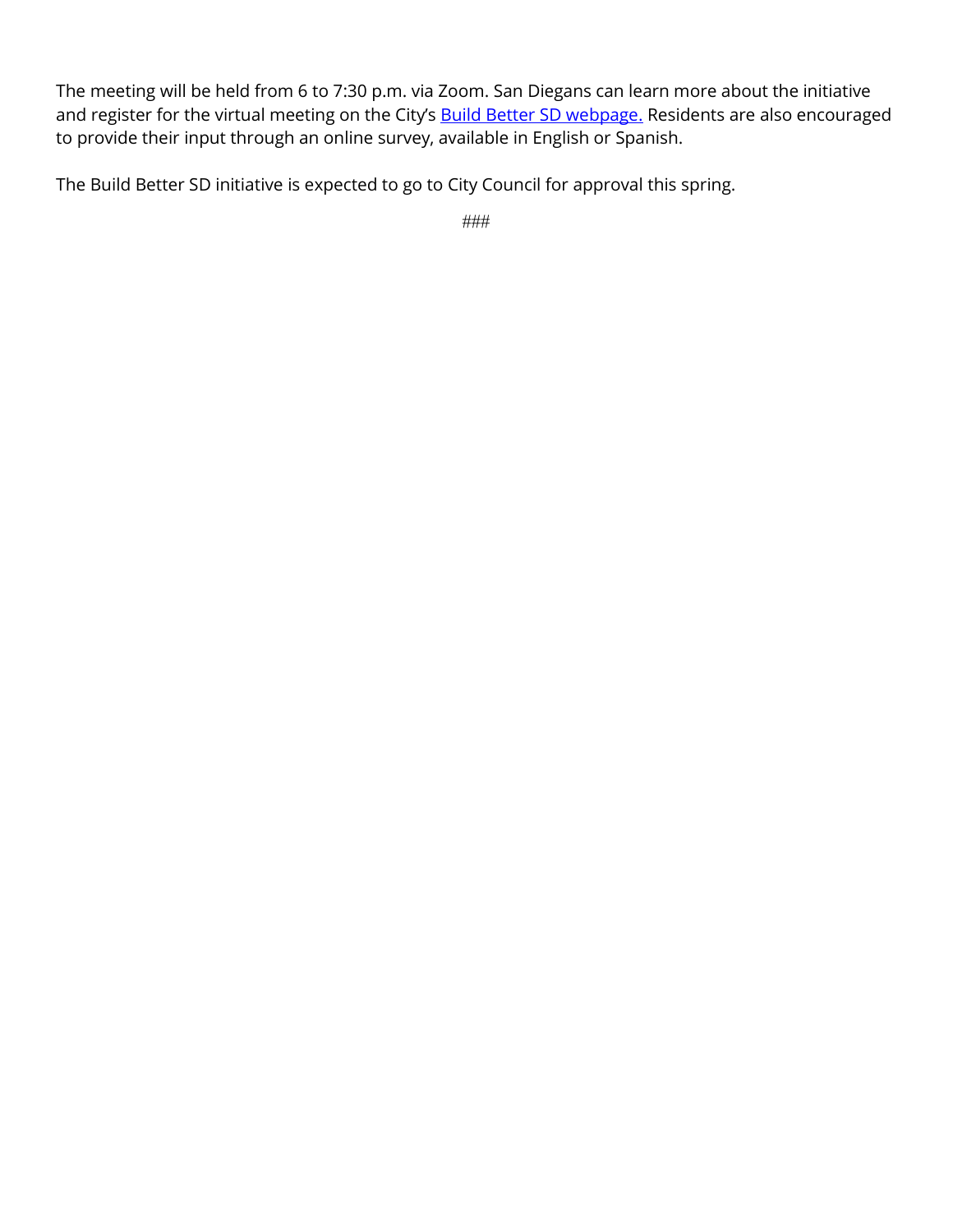The meeting will be held from 6 to 7:30 p.m. via Zoom. San Diegans can learn more about the initiative and register for the virtual meeting on the City's Build Better SD webpage. Residents are also encouraged to provide their input through an online survey, available in English or Spanish.

The Build Better SD initiative is expected to go to City Council for approval this spring.

###